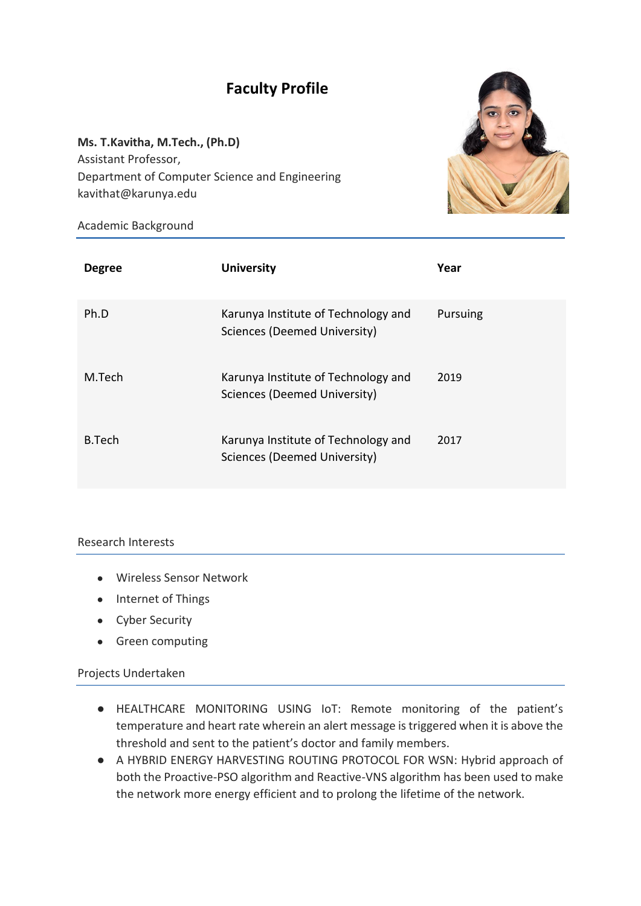# Faculty Profile

**Ms. T.Kavitha, M.Tech., (Ph.D)**
Assistant Professor,
Department of Computer Science and Engineering
kavithat@karunya.edu

## Academic Background

| Degree | University | Year |
|---|---|---|
| Ph.D | Karunya Institute of Technology and Sciences (Deemed University) | Pursuing |
| M.Tech | Karunya Institute of Technology and Sciences (Deemed University) | 2019 |
| B.Tech | Karunya Institute of Technology and Sciences (Deemed University) | 2017 |

## Research Interests

- Wireless Sensor Network
- Internet of Things
- Cyber Security
- Green computing

## Projects Undertaken

- HEALTHCARE MONITORING USING IoT: Remote monitoring of the patient's temperature and heart rate wherein an alert message is triggered when it is above the threshold and sent to the patient's doctor and family members.
- A HYBRID ENERGY HARVESTING ROUTING PROTOCOL FOR WSN: Hybrid approach of both the Proactive-PSO algorithm and Reactive-VNS algorithm has been used to make the network more energy efficient and to prolong the lifetime of the network.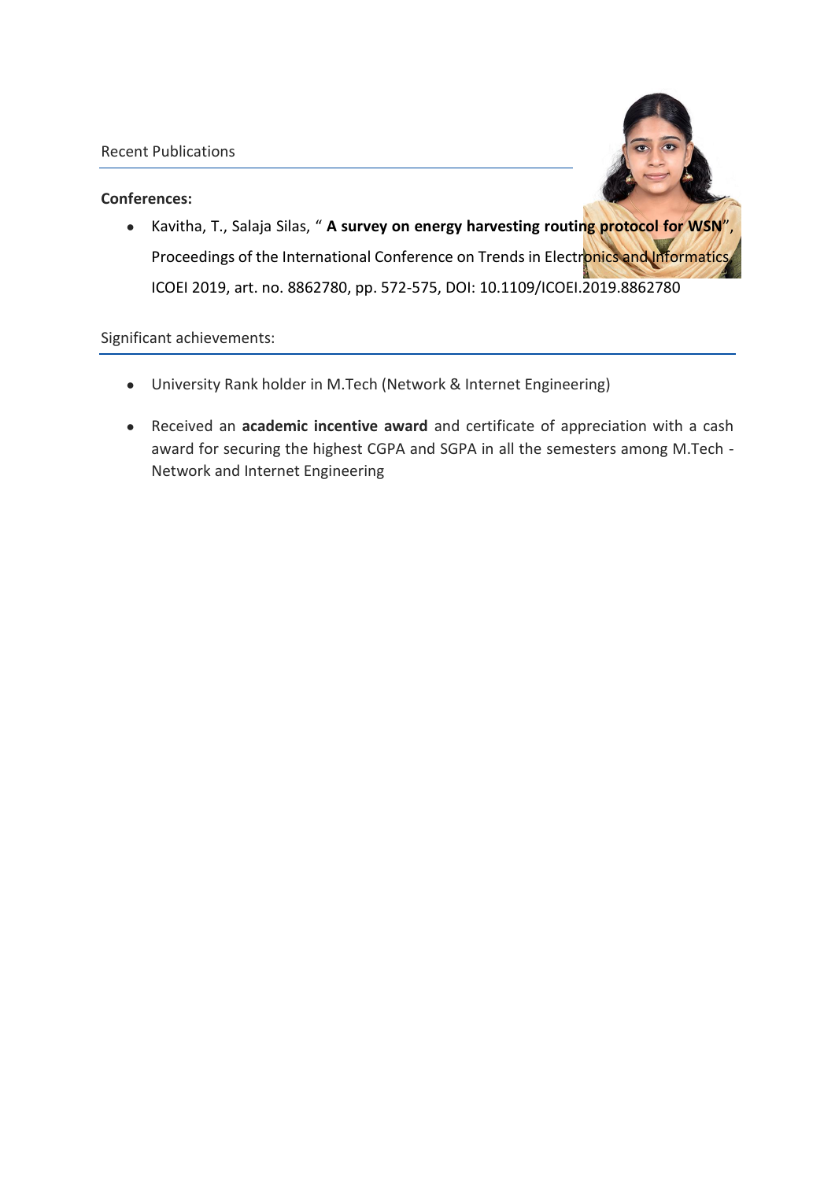## Recent Publications

**Conferences:**

- Kavitha, T., Salaja Silas, " **A survey on energy harvesting routing protocol for WSN**", Proceedings of the International Conference on Trends in Electronics and Informatics, ICOEI 2019, art. no. 8862780, pp. 572-575, DOI: 10.1109/ICOEI.2019.8862780

## Significant achievements:

- University Rank holder in M.Tech (Network & Internet Engineering)
- Received an **academic incentive award** and certificate of appreciation with a cash award for securing the highest CGPA and SGPA in all the semesters among M.Tech - Network and Internet Engineering